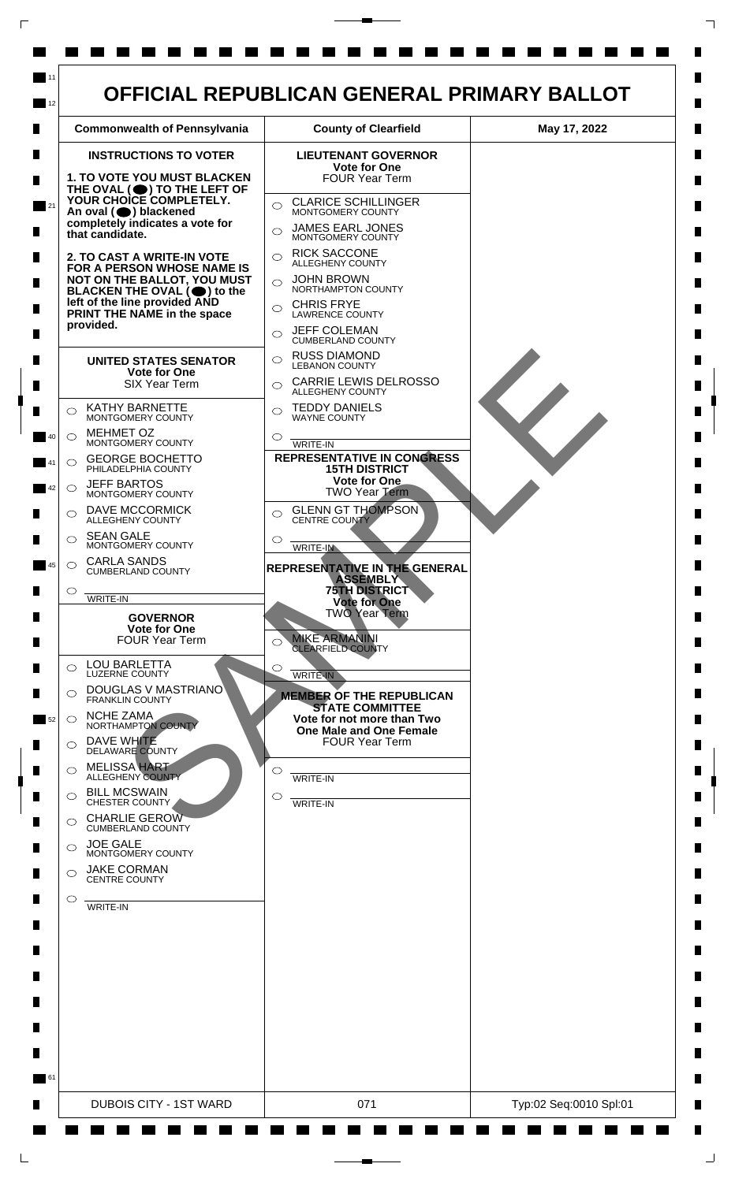# OFFICIAL REPUBLICAN GENERAL PRIMARY BALLOT

| Commonwealth of Pennsylvania | County of Clearfield | May 17, 2022 |
|---|---|---|

## INSTRUCTIONS TO VOTER

**1. TO VOTE YOU MUST BLACKEN THE OVAL (⬤) TO THE LEFT OF YOUR CHOICE COMPLETELY. An oval (⬤) blackened completely indicates a vote for that candidate.**

**2. TO CAST A WRITE-IN VOTE FOR A PERSON WHOSE NAME IS NOT ON THE BALLOT, YOU MUST BLACKEN THE OVAL (⬤) to the left of the line provided AND PRINT THE NAME in the space provided.**

### UNITED STATES SENATOR
**Vote for One**
SIX Year Term

- ○ KATHY BARNETTE — MONTGOMERY COUNTY
- ○ MEHMET OZ — MONTGOMERY COUNTY
- ○ GEORGE BOCHETTO — PHILADELPHIA COUNTY
- ○ JEFF BARTOS — MONTGOMERY COUNTY
- ○ DAVE MCCORMICK — ALLEGHENY COUNTY
- ○ SEAN GALE — MONTGOMERY COUNTY
- ○ CARLA SANDS — CUMBERLAND COUNTY
- ○ ______ WRITE-IN

### GOVERNOR
**Vote for One**
FOUR Year Term

- ○ LOU BARLETTA — LUZERNE COUNTY
- ○ DOUGLAS V MASTRIANO — FRANKLIN COUNTY
- ○ NCHE ZAMA — NORTHAMPTON COUNTY
- ○ DAVE WHITE — DELAWARE COUNTY
- ○ MELISSA HART — ALLEGHENY COUNTY
- ○ BILL MCSWAIN — CHESTER COUNTY
- ○ CHARLIE GEROW — CUMBERLAND COUNTY
- ○ JOE GALE — MONTGOMERY COUNTY
- ○ JAKE CORMAN — CENTRE COUNTY
- ○ ______ WRITE-IN

### LIEUTENANT GOVERNOR
**Vote for One**
FOUR Year Term

- ○ CLARICE SCHILLINGER — MONTGOMERY COUNTY
- ○ JAMES EARL JONES — MONTGOMERY COUNTY
- ○ RICK SACCONE — ALLEGHENY COUNTY
- ○ JOHN BROWN — NORTHAMPTON COUNTY
- ○ CHRIS FRYE — LAWRENCE COUNTY
- ○ JEFF COLEMAN — CUMBERLAND COUNTY
- ○ RUSS DIAMOND — LEBANON COUNTY
- ○ CARRIE LEWIS DELROSSO — ALLEGHENY COUNTY
- ○ TEDDY DANIELS — WAYNE COUNTY
- ○ ______ WRITE-IN

### REPRESENTATIVE IN CONGRESS 15TH DISTRICT
**Vote for One**
TWO Year Term

- ○ GLENN GT THOMPSON — CENTRE COUNTY
- ○ ______ WRITE-IN

### REPRESENTATIVE IN THE GENERAL ASSEMBLY 75TH DISTRICT
**Vote for One**
TWO Year Term

- ○ MIKE ARMANINI — CLEARFIELD COUNTY
- ○ ______ WRITE-IN

### MEMBER OF THE REPUBLICAN STATE COMMITTEE
**Vote for not more than Two**
**One Male and One Female**
FOUR Year Term

- ○ ______ WRITE-IN
- ○ ______ WRITE-IN

SAMPLE

| DUBOIS CITY - 1ST WARD | 071 | Typ:02 Seq:0010 Spl:01 |
|---|---|---|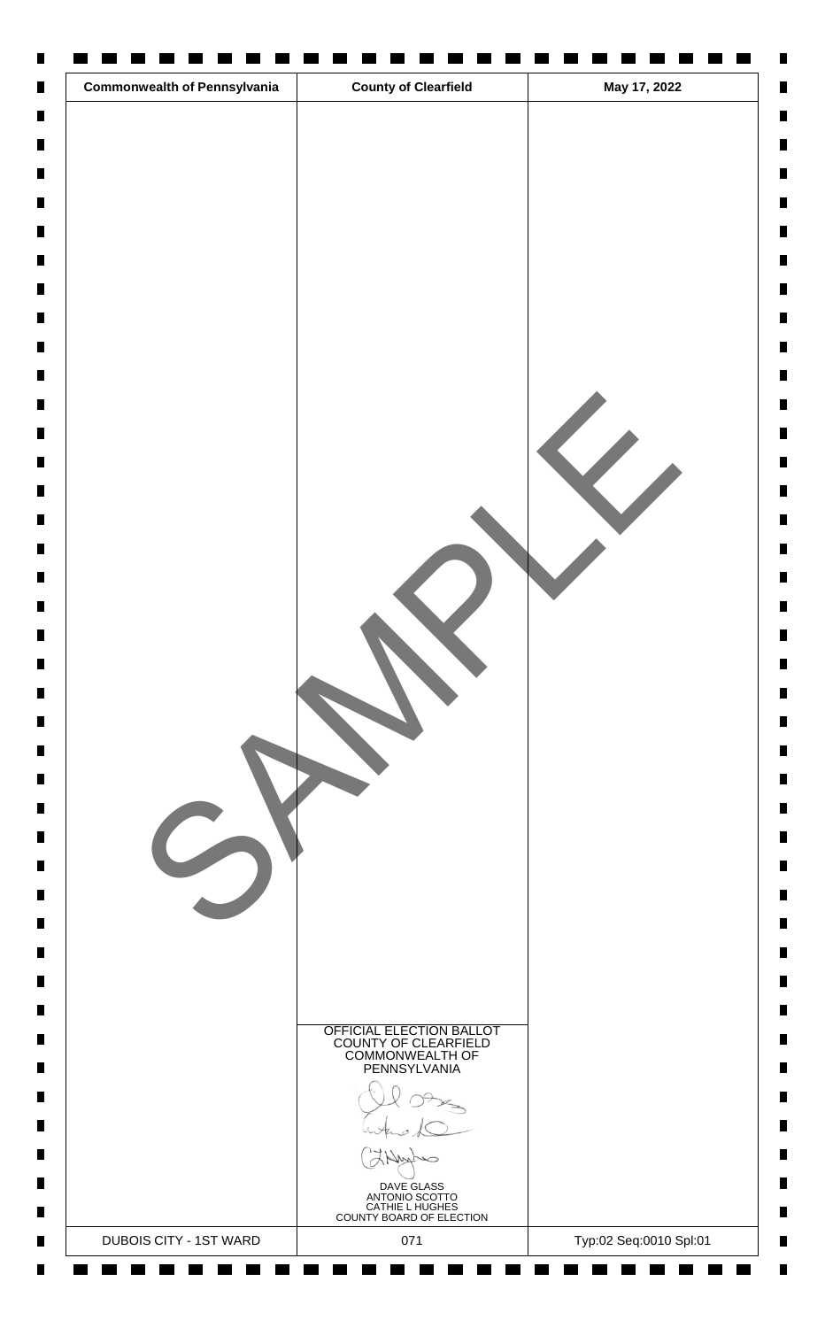| Commonwealth of Pennsylvania | County of Clearfield | May 17, 2022 |
| --- | --- | --- |
| | OFFICIAL ELECTION BALLOT<br>COUNTY OF CLEARFIELD<br>COMMONWEALTH OF PENNSYLVANIA<br><br>DAVE GLASS<br>ANTONIO SCOTTO<br>CATHIE L HUGHES<br>COUNTY BOARD OF ELECTION | |
| DUBOIS CITY - 1ST WARD | 071 | Typ:02 Seq:0010 Spl:01 |

SAMPLE